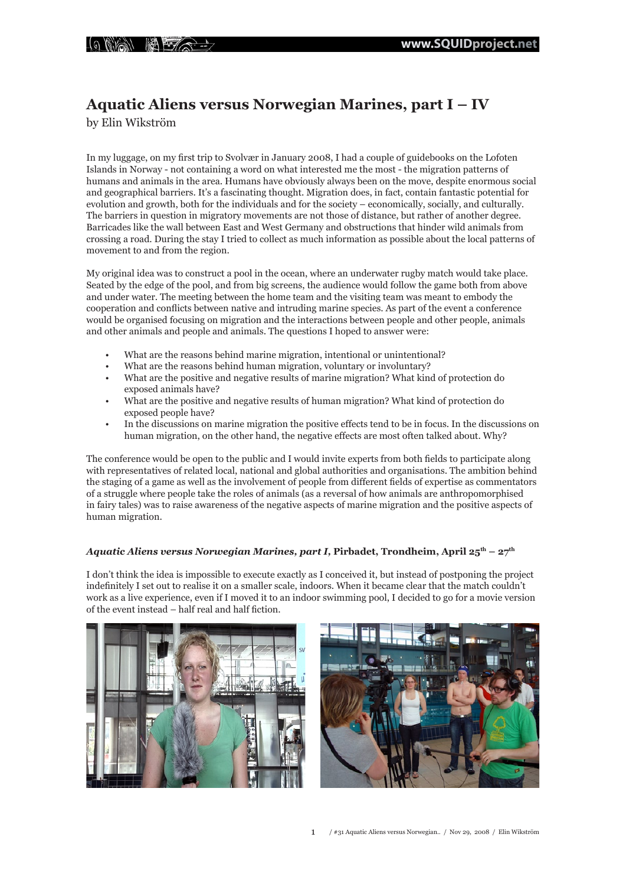# Aquatic Aliens versus Norwegian Marines, part I – IV

by Elin Wikström

In my luggage, on my first trip to Svolvær in January 2008, I had a couple of guidebooks on the Lofoten Islands in Norway - not containing a word on what interested me the most - the migration patterns of humans and animals in the area. Humans have obviously always been on the move, despite enormous social and geographical barriers. It's a fascinating thought. Migration does, in fact, contain fantastic potential for evolution and growth, both for the individuals and for the society – economically, socially, and culturally. The barriers in question in migratory movements are not those of distance, but rather of another degree. Barricades like the wall between East and West Germany and obstructions that hinder wild animals from crossing a road. During the stay I tried to collect as much information as possible about the local patterns of movement to and from the region.

My original idea was to construct a pool in the ocean, where an underwater rugby match would take place. Seated by the edge of the pool, and from big screens, the audience would follow the game both from above and under water. The meeting between the home team and the visiting team was meant to embody the cooperation and conflicts between native and intruding marine species. As part of the event a conference would be organised focusing on migration and the interactions between people and other people, animals and other animals and people and animals. The questions I hoped to answer were:

- What are the reasons behind marine migration, intentional or unintentional?
- What are the reasons behind human migration, voluntary or involuntary?
- What are the positive and negative results of marine migration? What kind of protection do exposed animals have?
- What are the positive and negative results of human migration? What kind of protection do exposed people have?
- In the discussions on marine migration the positive effects tend to be in focus. In the discussions on human migration, on the other hand, the negative effects are most often talked about. Why?

The conference would be open to the public and I would invite experts from both fields to participate along with representatives of related local, national and global authorities and organisations. The ambition behind the staging of a game as well as the involvement of people from different fields of expertise as commentators of a struggle where people take the roles of animals (as a reversal of how animals are anthropomorphised in fairy tales) was to raise awareness of the negative aspects of marine migration and the positive aspects of human migration.

### *Aquatic Aliens versus Norwegian Marines, part I,* Pirbadet, Trondheim, April 25th – 27th

I don't think the idea is impossible to execute exactly as I conceived it, but instead of postponing the project indefinitely I set out to realise it on a smaller scale, indoors. When it became clear that the match couldn't work as a live experience, even if I moved it to an indoor swimming pool, I decided to go for a movie version of the event instead – half real and half fiction.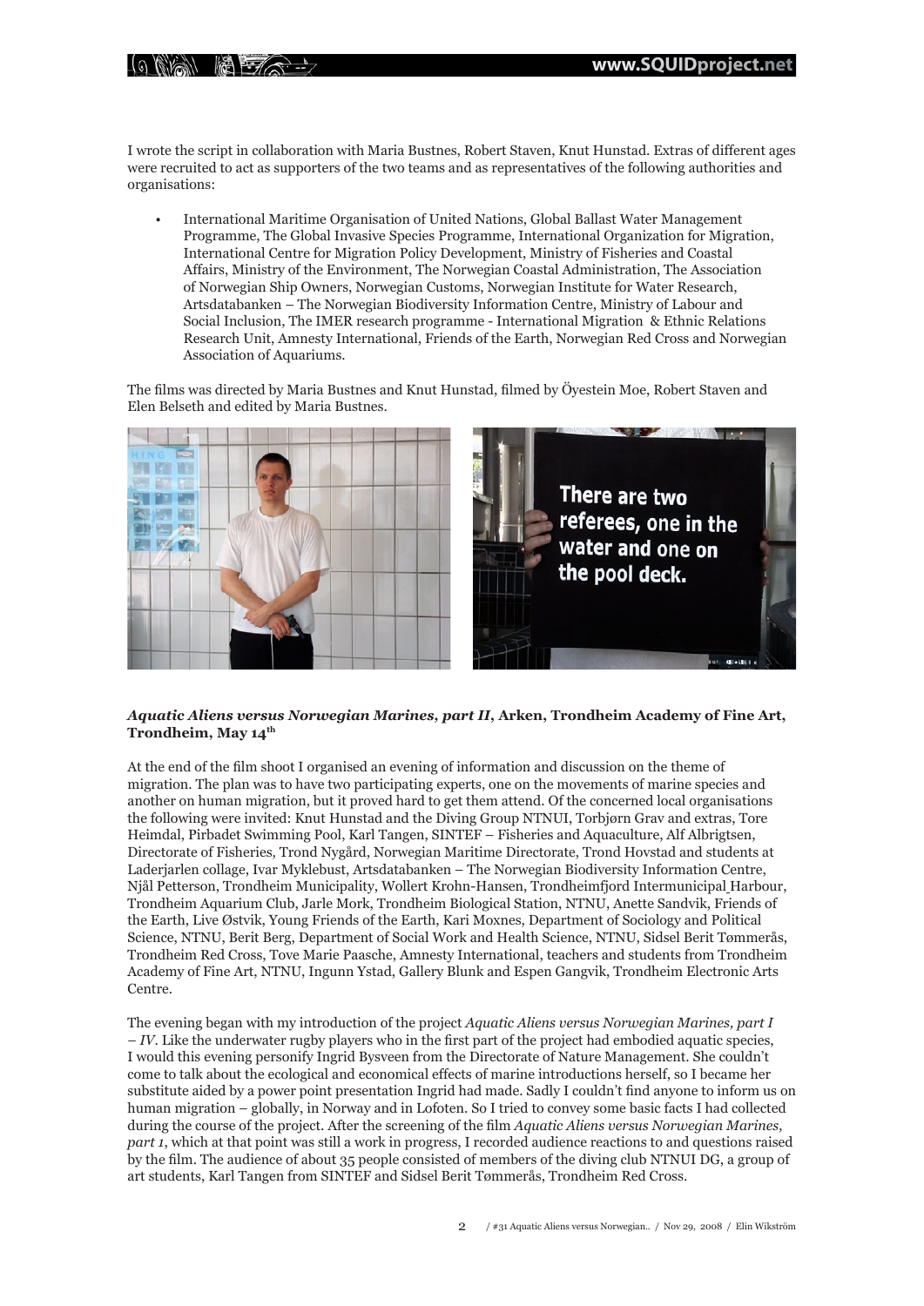I wrote the script in collaboration with Maria Bustnes, Robert Staven, Knut Hunstad. Extras of different ages were recruited to act as supporters of the two teams and as representatives of the following authorities and organisations:

- International Maritime Organisation of United Nations, Global Ballast Water Management Programme, The Global Invasive Species Programme, International Organization for Migration, International Centre for Migration Policy Development, Ministry of Fisheries and Coastal Affairs, Ministry of the Environment, The Norwegian Coastal Administration, The Association of Norwegian Ship Owners, Norwegian Customs, Norwegian Institute for Water Research, Artsdatabanken – The Norwegian Biodiversity Information Centre, Ministry of Labour and Social Inclusion, The IMER research programme - International Migration & Ethnic Relations Research Unit, Amnesty International, Friends of the Earth, Norwegian Red Cross and Norwegian Association of Aquariums.

The films was directed by Maria Bustnes and Knut Hunstad, filmed by Öyestein Moe, Robert Staven and Elen Belseth and edited by Maria Bustnes.

**_Aquatic Aliens versus Norwegian Marines, part II_, Arken, Trondheim Academy of Fine Art, Trondheim, May 14th**

At the end of the film shoot I organised an evening of information and discussion on the theme of migration. The plan was to have two participating experts, one on the movements of marine species and another on human migration, but it proved hard to get them attend. Of the concerned local organisations the following were invited: Knut Hunstad and the Diving Group NTNUI, Torbjørn Grav and extras, Tore Heimdal, Pirbadet Swimming Pool, Karl Tangen, SINTEF – Fisheries and Aquaculture, Alf Albrigtsen, Directorate of Fisheries, Trond Nygård, Norwegian Maritime Directorate, Trond Hovstad and students at Laderjarlen collage, Ivar Myklebust, Artsdatabanken – The Norwegian Biodiversity Information Centre, Njål Petterson, Trondheim Municipality, Wollert Krohn-Hansen, Trondheimfjord Intermunicipal Harbour, Trondheim Aquarium Club, Jarle Mork, Trondheim Biological Station, NTNU, Anette Sandvik, Friends of the Earth, Live Østvik, Young Friends of the Earth, Kari Moxnes, Department of Sociology and Political Science, NTNU, Berit Berg, Department of Social Work and Health Science, NTNU, Sidsel Berit Tømmerås, Trondheim Red Cross, Tove Marie Paasche, Amnesty International, teachers and students from Trondheim Academy of Fine Art, NTNU, Ingunn Ystad, Gallery Blunk and Espen Gangvik, Trondheim Electronic Arts Centre.

The evening began with my introduction of the project *Aquatic Aliens versus Norwegian Marines, part I – IV*. Like the underwater rugby players who in the first part of the project had embodied aquatic species, I would this evening personify Ingrid Bysveen from the Directorate of Nature Management. She couldn't come to talk about the ecological and economical effects of marine introductions herself, so I became her substitute aided by a power point presentation Ingrid had made. Sadly I couldn't find anyone to inform us on human migration – globally, in Norway and in Lofoten. So I tried to convey some basic facts I had collected during the course of the project. After the screening of the film *Aquatic Aliens versus Norwegian Marines, part 1*, which at that point was still a work in progress, I recorded audience reactions to and questions raised by the film. The audience of about 35 people consisted of members of the diving club NTNUI DG, a group of art students, Karl Tangen from SINTEF and Sidsel Berit Tømmerås, Trondheim Red Cross.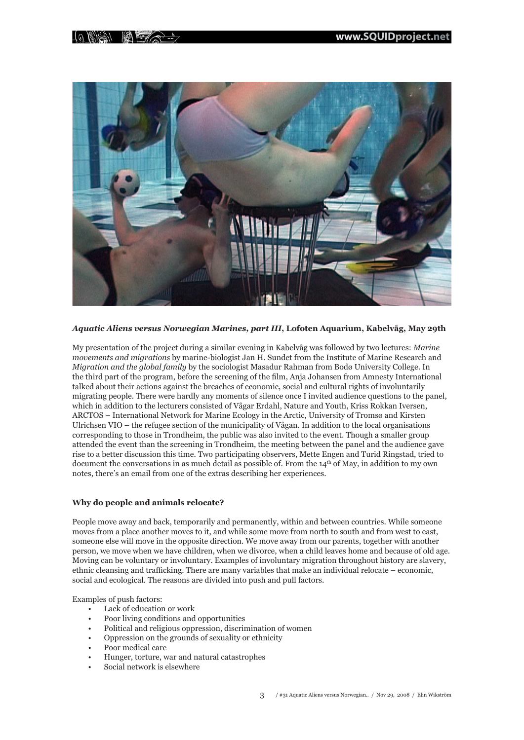***Aquatic Aliens versus Norwegian Marines, part III*, Lofoten Aquarium, Kabelvåg, May 29th**

My presentation of the project during a similar evening in Kabelvåg was followed by two lectures: *Marine movements and migrations* by marine-biologist Jan H. Sundet from the Institute of Marine Research and *Migration and the global family* by the sociologist Masadur Rahman from Bodø University College. In the third part of the program, before the screening of the film, Anja Johansen from Amnesty International talked about their actions against the breaches of economic, social and cultural rights of involuntarily migrating people. There were hardly any moments of silence once I invited audience questions to the panel, which in addition to the lecturers consisted of Vågar Erdahl, Nature and Youth, Kriss Rokkan Iversen, ARCTOS – International Network for Marine Ecology in the Arctic, University of Tromsø and Kirsten Ulrichsen VIO – the refugee section of the municipality of Vågan. In addition to the local organisations corresponding to those in Trondheim, the public was also invited to the event. Though a smaller group attended the event than the screening in Trondheim, the meeting between the panel and the audience gave rise to a better discussion this time. Two participating observers, Mette Engen and Turid Ringstad, tried to document the conversations in as much detail as possible of. From the 14th of May, in addition to my own notes, there's an email from one of the extras describing her experiences.

### Why do people and animals relocate?

People move away and back, temporarily and permanently, within and between countries. While someone moves from a place another moves to it, and while some move from north to south and from west to east, someone else will move in the opposite direction. We move away from our parents, together with another person, we move when we have children, when we divorce, when a child leaves home and because of old age. Moving can be voluntary or involuntary. Examples of involuntary migration throughout history are slavery, ethnic cleansing and trafficking. There are many variables that make an individual relocate – economic, social and ecological. The reasons are divided into push and pull factors.

Examples of push factors:

- Lack of education or work
- Poor living conditions and opportunities
- Political and religious oppression, discrimination of women
- Oppression on the grounds of sexuality or ethnicity
- Poor medical care
- Hunger, torture, war and natural catastrophes
- Social network is elsewhere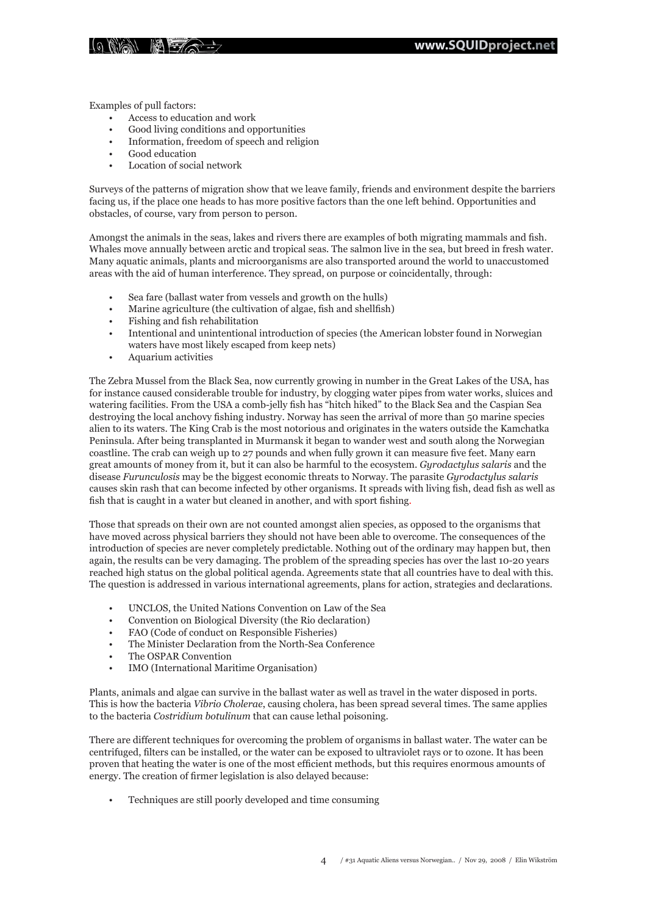Examples of pull factors:

- Access to education and work
- Good living conditions and opportunities
- Information, freedom of speech and religion
- Good education
- Location of social network

Surveys of the patterns of migration show that we leave family, friends and environment despite the barriers facing us, if the place one heads to has more positive factors than the one left behind. Opportunities and obstacles, of course, vary from person to person.

Amongst the animals in the seas, lakes and rivers there are examples of both migrating mammals and fish. Whales move annually between arctic and tropical seas. The salmon live in the sea, but breed in fresh water. Many aquatic animals, plants and microorganisms are also transported around the world to unaccustomed areas with the aid of human interference. They spread, on purpose or coincidentally, through:

- Sea fare (ballast water from vessels and growth on the hulls)
- Marine agriculture (the cultivation of algae, fish and shellfish)
- Fishing and fish rehabilitation
- Intentional and unintentional introduction of species (the American lobster found in Norwegian waters have most likely escaped from keep nets)
- Aquarium activities

The Zebra Mussel from the Black Sea, now currently growing in number in the Great Lakes of the USA, has for instance caused considerable trouble for industry, by clogging water pipes from water works, sluices and watering facilities. From the USA a comb-jelly fish has "hitch hiked" to the Black Sea and the Caspian Sea destroying the local anchovy fishing industry. Norway has seen the arrival of more than 50 marine species alien to its waters. The King Crab is the most notorious and originates in the waters outside the Kamchatka Peninsula. After being transplanted in Murmansk it began to wander west and south along the Norwegian coastline. The crab can weigh up to 27 pounds and when fully grown it can measure five feet. Many earn great amounts of money from it, but it can also be harmful to the ecosystem. *Gyrodactylus salaris* and the disease *Furunculosis* may be the biggest economic threats to Norway. The parasite *Gyrodactylus salaris* causes skin rash that can become infected by other organisms. It spreads with living fish, dead fish as well as fish that is caught in a water but cleaned in another, and with sport fishing.

Those that spreads on their own are not counted amongst alien species, as opposed to the organisms that have moved across physical barriers they should not have been able to overcome. The consequences of the introduction of species are never completely predictable. Nothing out of the ordinary may happen but, then again, the results can be very damaging. The problem of the spreading species has over the last 10-20 years reached high status on the global political agenda. Agreements state that all countries have to deal with this. The question is addressed in various international agreements, plans for action, strategies and declarations.

- UNCLOS, the United Nations Convention on Law of the Sea
- Convention on Biological Diversity (the Rio declaration)
- FAO (Code of conduct on Responsible Fisheries)
- The Minister Declaration from the North-Sea Conference
- The OSPAR Convention
- IMO (International Maritime Organisation)

Plants, animals and algae can survive in the ballast water as well as travel in the water disposed in ports. This is how the bacteria *Vibrio Cholerae*, causing cholera, has been spread several times. The same applies to the bacteria *Costridium botulinum* that can cause lethal poisoning.

There are different techniques for overcoming the problem of organisms in ballast water. The water can be centrifuged, filters can be installed, or the water can be exposed to ultraviolet rays or to ozone. It has been proven that heating the water is one of the most efficient methods, but this requires enormous amounts of energy. The creation of firmer legislation is also delayed because:

- Techniques are still poorly developed and time consuming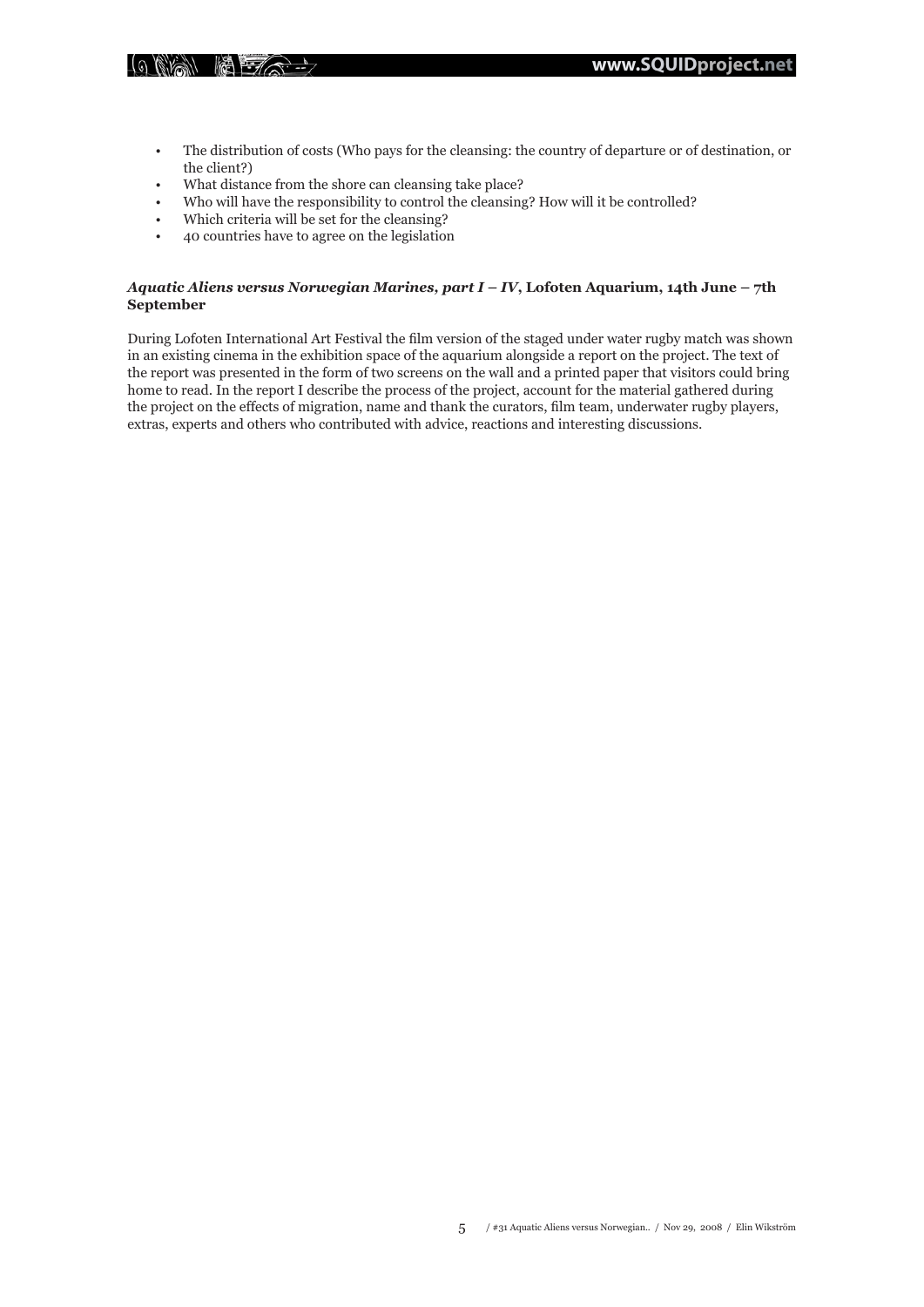- The distribution of costs (Who pays for the cleansing: the country of departure or of destination, or the client?)
- What distance from the shore can cleansing take place?
- Who will have the responsibility to control the cleansing? How will it be controlled?
- Which criteria will be set for the cleansing?
- 40 countries have to agree on the legislation

***Aquatic Aliens versus Norwegian Marines, part I – IV*, Lofoten Aquarium, 14th June – 7th September**

During Lofoten International Art Festival the film version of the staged under water rugby match was shown in an existing cinema in the exhibition space of the aquarium alongside a report on the project. The text of the report was presented in the form of two screens on the wall and a printed paper that visitors could bring home to read. In the report I describe the process of the project, account for the material gathered during the project on the effects of migration, name and thank the curators, film team, underwater rugby players, extras, experts and others who contributed with advice, reactions and interesting discussions.